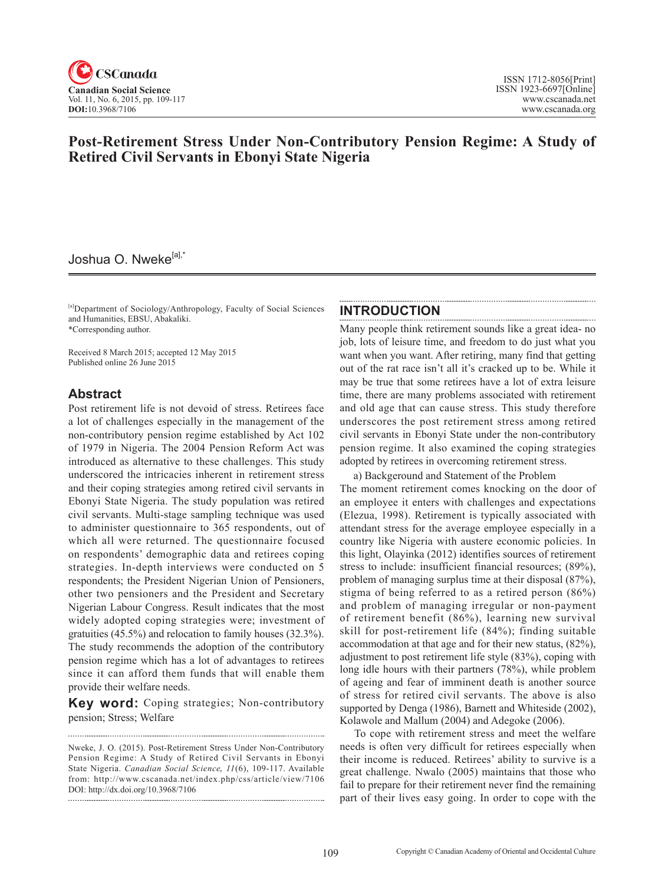# Post-Retirement Stress Under Non-Contributory Pension Regime: A Study of Retired Civil Servants in Ebonyi State Nigeria

Joshua O. Nweke[a],*

[a]Department of Sociology/Anthropology, Faculty of Social Sciences and Humanities, EBSU, Abakaliki.
*Corresponding author.

Received 8 March 2015; accepted 12 May 2015
Published online 26 June 2015

## Abstract

Post retirement life is not devoid of stress. Retirees face a lot of challenges especially in the management of the non-contributory pension regime established by Act 102 of 1979 in Nigeria. The 2004 Pension Reform Act was introduced as alternative to these challenges. This study underscored the intricacies inherent in retirement stress and their coping strategies among retired civil servants in Ebonyi State Nigeria. The study population was retired civil servants. Multi-stage sampling technique was used to administer questionnaire to 365 respondents, out of which all were returned. The questionnaire focused on respondents' demographic data and retirees coping strategies. In-depth interviews were conducted on 5 respondents; the President Nigerian Union of Pensioners, other two pensioners and the President and Secretary Nigerian Labour Congress. Result indicates that the most widely adopted coping strategies were; investment of gratuities (45.5%) and relocation to family houses (32.3%). The study recommends the adoption of the contributory pension regime which has a lot of advantages to retirees since it can afford them funds that will enable them provide their welfare needs.

**Key word:** Coping strategies; Non-contributory pension; Stress; Welfare

Nweke, J. O. (2015). Post-Retirement Stress Under Non-Contributory Pension Regime: A Study of Retired Civil Servants in Ebonyi State Nigeria. *Canadian Social Science, 11*(6), 109-117. Available from: http://www.cscanada.net/index.php/css/article/view/7106 DOI: http://dx.doi.org/10.3968/7106

## INTRODUCTION

Many people think retirement sounds like a great idea- no job, lots of leisure time, and freedom to do just what you want when you want. After retiring, many find that getting out of the rat race isn't all it's cracked up to be. While it may be true that some retirees have a lot of extra leisure time, there are many problems associated with retirement and old age that can cause stress. This study therefore underscores the post retirement stress among retired civil servants in Ebonyi State under the non-contributory pension regime. It also examined the coping strategies adopted by retirees in overcoming retirement stress.

a) Backgeround and Statement of the Problem

The moment retirement comes knocking on the door of an employee it enters with challenges and expectations (Elezua, 1998). Retirement is typically associated with attendant stress for the average employee especially in a country like Nigeria with austere economic policies. In this light, Olayinka (2012) identifies sources of retirement stress to include: insufficient financial resources; (89%), problem of managing surplus time at their disposal (87%), stigma of being referred to as a retired person (86%) and problem of managing irregular or non-payment of retirement benefit (86%), learning new survival skill for post-retirement life (84%); finding suitable accommodation at that age and for their new status, (82%), adjustment to post retirement life style (83%), coping with long idle hours with their partners (78%), while problem of ageing and fear of imminent death is another source of stress for retired civil servants. The above is also supported by Denga (1986), Barnett and Whiteside (2002), Kolawole and Mallum (2004) and Adegoke (2006).

To cope with retirement stress and meet the welfare needs is often very difficult for retirees especially when their income is reduced. Retirees' ability to survive is a great challenge. Nwalo (2005) maintains that those who fail to prepare for their retirement never find the remaining part of their lives easy going. In order to cope with the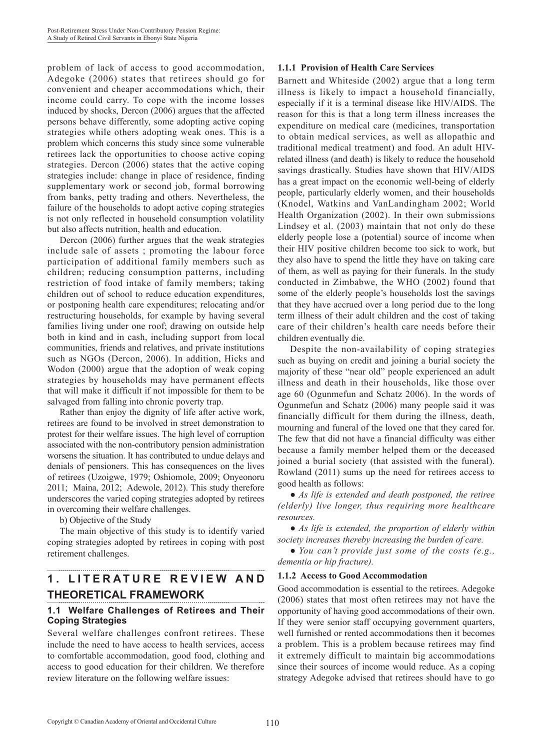problem of lack of access to good accommodation, Adegoke (2006) states that retirees should go for convenient and cheaper accommodations which, their income could carry. To cope with the income losses induced by shocks, Dercon (2006) argues that the affected persons behave differently, some adopting active coping strategies while others adopting weak ones. This is a problem which concerns this study since some vulnerable retirees lack the opportunities to choose active coping strategies. Dercon (2006) states that the active coping strategies include: change in place of residence, finding supplementary work or second job, formal borrowing from banks, petty trading and others. Nevertheless, the failure of the households to adopt active coping strategies is not only reflected in household consumption volatility but also affects nutrition, health and education.

Dercon (2006) further argues that the weak strategies include sale of assets ; promoting the labour force participation of additional family members such as children; reducing consumption patterns, including restriction of food intake of family members; taking children out of school to reduce education expenditures, or postponing health care expenditures; relocating and/or restructuring households, for example by having several families living under one roof; drawing on outside help both in kind and in cash, including support from local communities, friends and relatives, and private institutions such as NGOs (Dercon, 2006). In addition, Hicks and Wodon (2000) argue that the adoption of weak coping strategies by households may have permanent effects that will make it difficult if not impossible for them to be salvaged from falling into chronic poverty trap.

Rather than enjoy the dignity of life after active work, retirees are found to be involved in street demonstration to protest for their welfare issues. The high level of corruption associated with the non-contributory pension administration worsens the situation. It has contributed to undue delays and denials of pensioners. This has consequences on the lives of retirees (Uzoigwe, 1979; Oshiomole, 2009; Onyeonoru 2011; Maina, 2012; Adewole, 2012). This study therefore underscores the varied coping strategies adopted by retirees in overcoming their welfare challenges.

b) Objective of the Study

The main objective of this study is to identify varied coping strategies adopted by retirees in coping with post retirement challenges.

# 1. LITERATURE REVIEW AND THEORETICAL FRAMEWORK

## 1.1 Welfare Challenges of Retirees and Their Coping Strategies

Several welfare challenges confront retirees. These include the need to have access to health services, access to comfortable accommodation, good food, clothing and access to good education for their children. We therefore review literature on the following welfare issues:

### 1.1.1 Provision of Health Care Services

Barnett and Whiteside (2002) argue that a long term illness is likely to impact a household financially, especially if it is a terminal disease like HIV/AIDS. The reason for this is that a long term illness increases the expenditure on medical care (medicines, transportation to obtain medical services, as well as allopathic and traditional medical treatment) and food. An adult HIV-related illness (and death) is likely to reduce the household savings drastically. Studies have shown that HIV/AIDS has a great impact on the economic well-being of elderly people, particularly elderly women, and their households (Knodel, Watkins and VanLandingham 2002; World Health Organization (2002). In their own submissions Lindsey et al. (2003) maintain that not only do these elderly people lose a (potential) source of income when their HIV positive children become too sick to work, but they also have to spend the little they have on taking care of them, as well as paying for their funerals. In the study conducted in Zimbabwe, the WHO (2002) found that some of the elderly people's households lost the savings that they have accrued over a long period due to the long term illness of their adult children and the cost of taking care of their children's health care needs before their children eventually die.

Despite the non-availability of coping strategies such as buying on credit and joining a burial society the majority of these "near old" people experienced an adult illness and death in their households, like those over age 60 (Ogunmefun and Schatz 2006). In the words of Ogunmefun and Schatz (2006) many people said it was financially difficult for them during the illness, death, mourning and funeral of the loved one that they cared for. The few that did not have a financial difficulty was either because a family member helped them or the deceased joined a burial society (that assisted with the funeral). Rowland (2011) sums up the need for retirees access to good health as follows:

● *As life is extended and death postponed, the retiree (elderly) live longer, thus requiring more healthcare resources.*

● *As life is extended, the proportion of elderly within society increases thereby increasing the burden of care.*

● *You can't provide just some of the costs (e.g., dementia or hip fracture).*

### 1.1.2 Access to Good Accommodation

Good accommodation is essential to the retirees. Adegoke (2006) states that most often retirees may not have the opportunity of having good accommodations of their own. If they were senior staff occupying government quarters, well furnished or rented accommodations then it becomes a problem. This is a problem because retirees may find it extremely difficult to maintain big accommodations since their sources of income would reduce. As a coping strategy Adegoke advised that retirees should have to go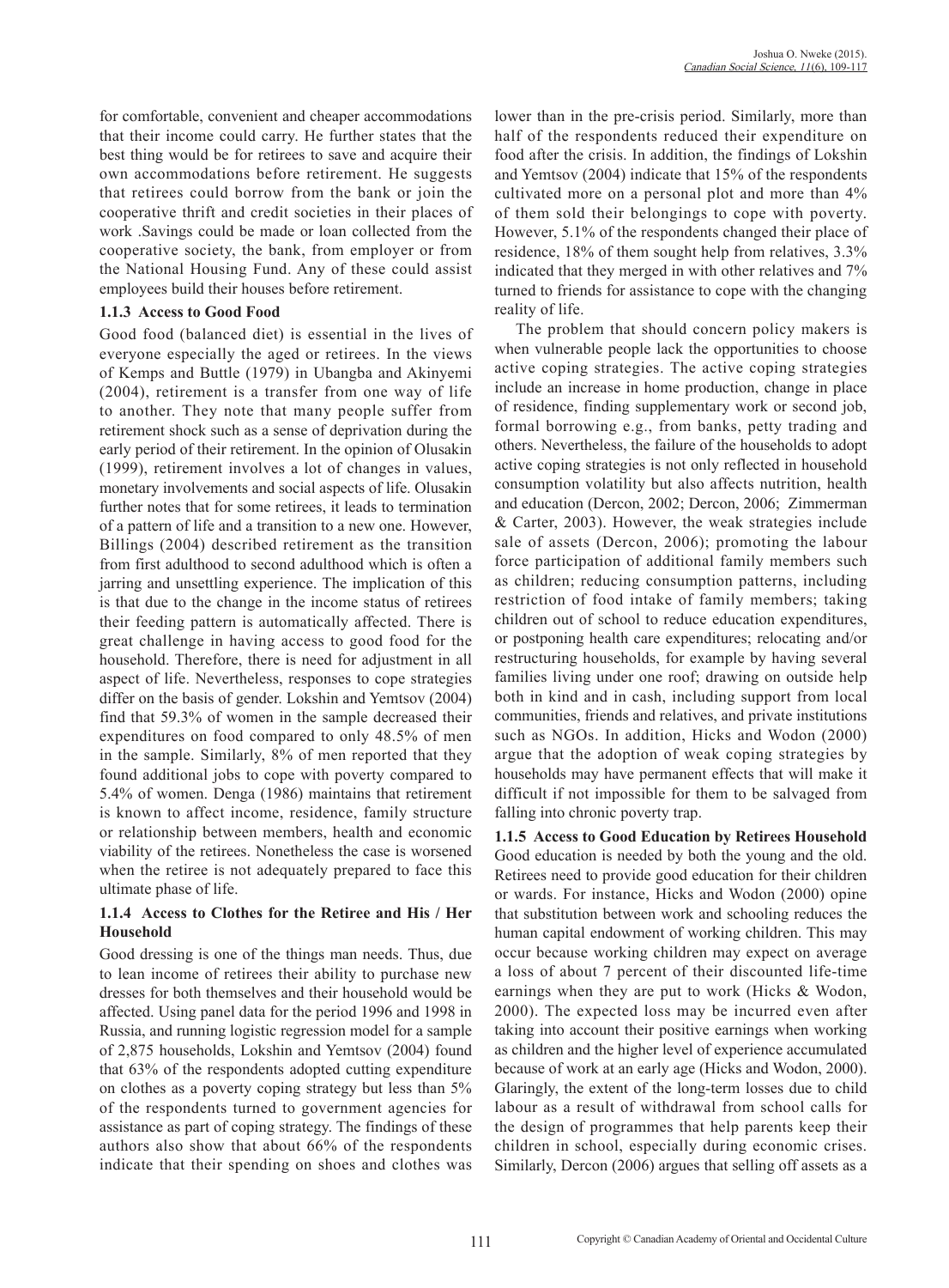for comfortable, convenient and cheaper accommodations that their income could carry. He further states that the best thing would be for retirees to save and acquire their own accommodations before retirement. He suggests that retirees could borrow from the bank or join the cooperative thrift and credit societies in their places of work .Savings could be made or loan collected from the cooperative society, the bank, from employer or from the National Housing Fund. Any of these could assist employees build their houses before retirement.

### 1.1.3 Access to Good Food

Good food (balanced diet) is essential in the lives of everyone especially the aged or retirees. In the views of Kemps and Buttle (1979) in Ubangba and Akinyemi (2004), retirement is a transfer from one way of life to another. They note that many people suffer from retirement shock such as a sense of deprivation during the early period of their retirement. In the opinion of Olusakin (1999), retirement involves a lot of changes in values, monetary involvements and social aspects of life. Olusakin further notes that for some retirees, it leads to termination of a pattern of life and a transition to a new one. However, Billings (2004) described retirement as the transition from first adulthood to second adulthood which is often a jarring and unsettling experience. The implication of this is that due to the change in the income status of retirees their feeding pattern is automatically affected. There is great challenge in having access to good food for the household. Therefore, there is need for adjustment in all aspect of life. Nevertheless, responses to cope strategies differ on the basis of gender. Lokshin and Yemtsov (2004) find that 59.3% of women in the sample decreased their expenditures on food compared to only 48.5% of men in the sample. Similarly, 8% of men reported that they found additional jobs to cope with poverty compared to 5.4% of women. Denga (1986) maintains that retirement is known to affect income, residence, family structure or relationship between members, health and economic viability of the retirees. Nonetheless the case is worsened when the retiree is not adequately prepared to face this ultimate phase of life.

### 1.1.4 Access to Clothes for the Retiree and His / Her Household

Good dressing is one of the things man needs. Thus, due to lean income of retirees their ability to purchase new dresses for both themselves and their household would be affected. Using panel data for the period 1996 and 1998 in Russia, and running logistic regression model for a sample of 2,875 households, Lokshin and Yemtsov (2004) found that 63% of the respondents adopted cutting expenditure on clothes as a poverty coping strategy but less than 5% of the respondents turned to government agencies for assistance as part of coping strategy. The findings of these authors also show that about 66% of the respondents indicate that their spending on shoes and clothes was lower than in the pre-crisis period. Similarly, more than half of the respondents reduced their expenditure on food after the crisis. In addition, the findings of Lokshin and Yemtsov (2004) indicate that 15% of the respondents cultivated more on a personal plot and more than 4% of them sold their belongings to cope with poverty. However, 5.1% of the respondents changed their place of residence, 18% of them sought help from relatives, 3.3% indicated that they merged in with other relatives and 7% turned to friends for assistance to cope with the changing reality of life.

The problem that should concern policy makers is when vulnerable people lack the opportunities to choose active coping strategies. The active coping strategies include an increase in home production, change in place of residence, finding supplementary work or second job, formal borrowing e.g., from banks, petty trading and others. Nevertheless, the failure of the households to adopt active coping strategies is not only reflected in household consumption volatility but also affects nutrition, health and education (Dercon, 2002; Dercon, 2006; Zimmerman & Carter, 2003). However, the weak strategies include sale of assets (Dercon, 2006); promoting the labour force participation of additional family members such as children; reducing consumption patterns, including restriction of food intake of family members; taking children out of school to reduce education expenditures, or postponing health care expenditures; relocating and/or restructuring households, for example by having several families living under one roof; drawing on outside help both in kind and in cash, including support from local communities, friends and relatives, and private institutions such as NGOs. In addition, Hicks and Wodon (2000) argue that the adoption of weak coping strategies by households may have permanent effects that will make it difficult if not impossible for them to be salvaged from falling into chronic poverty trap.

### 1.1.5 Access to Good Education by Retirees Household

Good education is needed by both the young and the old. Retirees need to provide good education for their children or wards. For instance, Hicks and Wodon (2000) opine that substitution between work and schooling reduces the human capital endowment of working children. This may occur because working children may expect on average a loss of about 7 percent of their discounted life-time earnings when they are put to work (Hicks & Wodon, 2000). The expected loss may be incurred even after taking into account their positive earnings when working as children and the higher level of experience accumulated because of work at an early age (Hicks and Wodon, 2000). Glaringly, the extent of the long-term losses due to child labour as a result of withdrawal from school calls for the design of programmes that help parents keep their children in school, especially during economic crises. Similarly, Dercon (2006) argues that selling off assets as a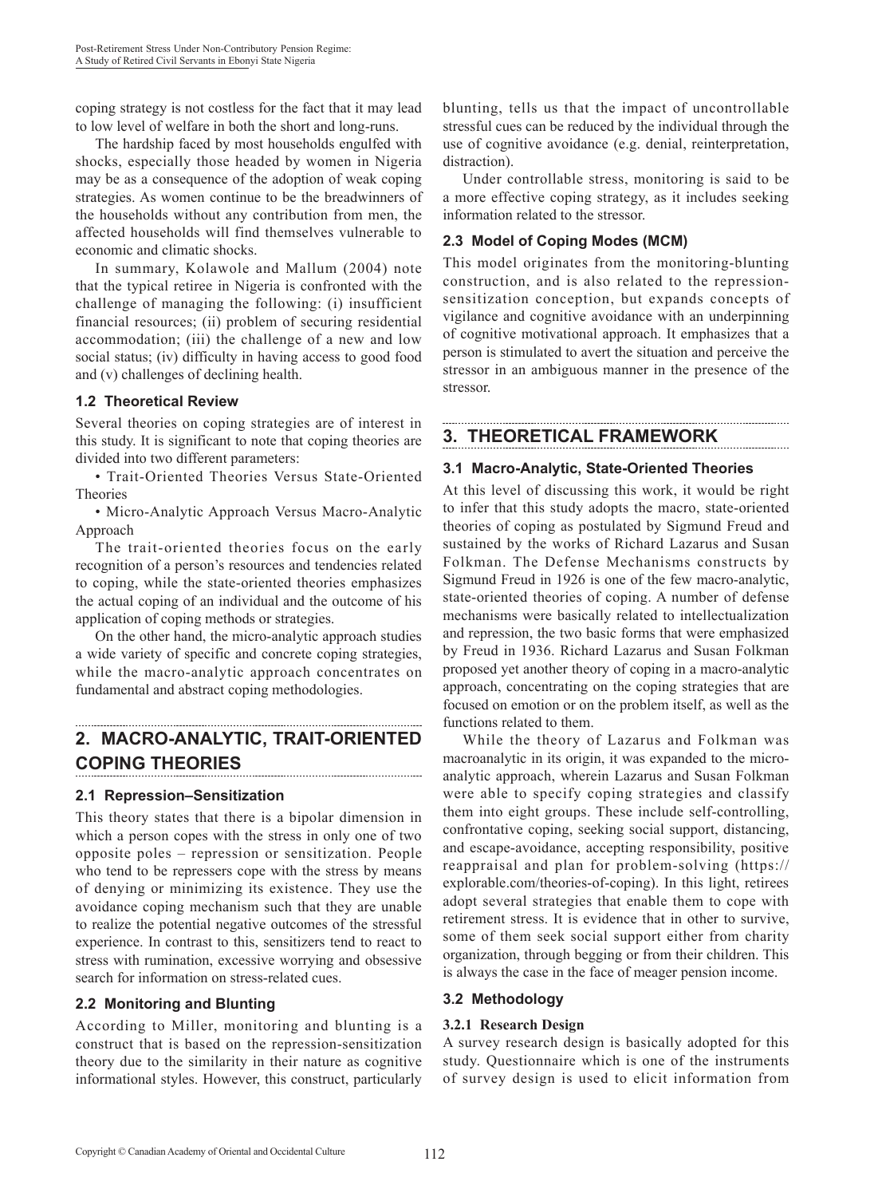coping strategy is not costless for the fact that it may lead to low level of welfare in both the short and long-runs.

The hardship faced by most households engulfed with shocks, especially those headed by women in Nigeria may be as a consequence of the adoption of weak coping strategies. As women continue to be the breadwinners of the households without any contribution from men, the affected households will find themselves vulnerable to economic and climatic shocks.

In summary, Kolawole and Mallum (2004) note that the typical retiree in Nigeria is confronted with the challenge of managing the following: (i) insufficient financial resources; (ii) problem of securing residential accommodation; (iii) the challenge of a new and low social status; (iv) difficulty in having access to good food and (v) challenges of declining health.

### 1.2 Theoretical Review

Several theories on coping strategies are of interest in this study. It is significant to note that coping theories are divided into two different parameters:

• Trait-Oriented Theories Versus State-Oriented Theories

• Micro-Analytic Approach Versus Macro-Analytic Approach

The trait-oriented theories focus on the early recognition of a person's resources and tendencies related to coping, while the state-oriented theories emphasizes the actual coping of an individual and the outcome of his application of coping methods or strategies.

On the other hand, the micro-analytic approach studies a wide variety of specific and concrete coping strategies, while the macro-analytic approach concentrates on fundamental and abstract coping methodologies.

## 2. MACRO-ANALYTIC, TRAIT-ORIENTED COPING THEORIES

### 2.1 Repression–Sensitization

This theory states that there is a bipolar dimension in which a person copes with the stress in only one of two opposite poles – repression or sensitization. People who tend to be repressers cope with the stress by means of denying or minimizing its existence. They use the avoidance coping mechanism such that they are unable to realize the potential negative outcomes of the stressful experience. In contrast to this, sensitizers tend to react to stress with rumination, excessive worrying and obsessive search for information on stress-related cues.

### 2.2 Monitoring and Blunting

According to Miller, monitoring and blunting is a construct that is based on the repression-sensitization theory due to the similarity in their nature as cognitive informational styles. However, this construct, particularly blunting, tells us that the impact of uncontrollable stressful cues can be reduced by the individual through the use of cognitive avoidance (e.g. denial, reinterpretation, distraction).

Under controllable stress, monitoring is said to be a more effective coping strategy, as it includes seeking information related to the stressor.

### 2.3 Model of Coping Modes (MCM)

This model originates from the monitoring-blunting construction, and is also related to the repression-sensitization conception, but expands concepts of vigilance and cognitive avoidance with an underpinning of cognitive motivational approach. It emphasizes that a person is stimulated to avert the situation and perceive the stressor in an ambiguous manner in the presence of the stressor.

## 3. THEORETICAL FRAMEWORK

### 3.1 Macro-Analytic, State-Oriented Theories

At this level of discussing this work, it would be right to infer that this study adopts the macro, state-oriented theories of coping as postulated by Sigmund Freud and sustained by the works of Richard Lazarus and Susan Folkman. The Defense Mechanisms constructs by Sigmund Freud in 1926 is one of the few macro-analytic, state-oriented theories of coping. A number of defense mechanisms were basically related to intellectualization and repression, the two basic forms that were emphasized by Freud in 1936. Richard Lazarus and Susan Folkman proposed yet another theory of coping in a macro-analytic approach, concentrating on the coping strategies that are focused on emotion or on the problem itself, as well as the functions related to them.

While the theory of Lazarus and Folkman was macroanalytic in its origin, it was expanded to the micro-analytic approach, wherein Lazarus and Susan Folkman were able to specify coping strategies and classify them into eight groups. These include self-controlling, confrontative coping, seeking social support, distancing, and escape-avoidance, accepting responsibility, positive reappraisal and plan for problem-solving (https://explorable.com/theories-of-coping). In this light, retirees adopt several strategies that enable them to cope with retirement stress. It is evidence that in other to survive, some of them seek social support either from charity organization, through begging or from their children. This is always the case in the face of meager pension income.

### 3.2 Methodology

#### 3.2.1 Research Design

A survey research design is basically adopted for this study. Questionnaire which is one of the instruments of survey design is used to elicit information from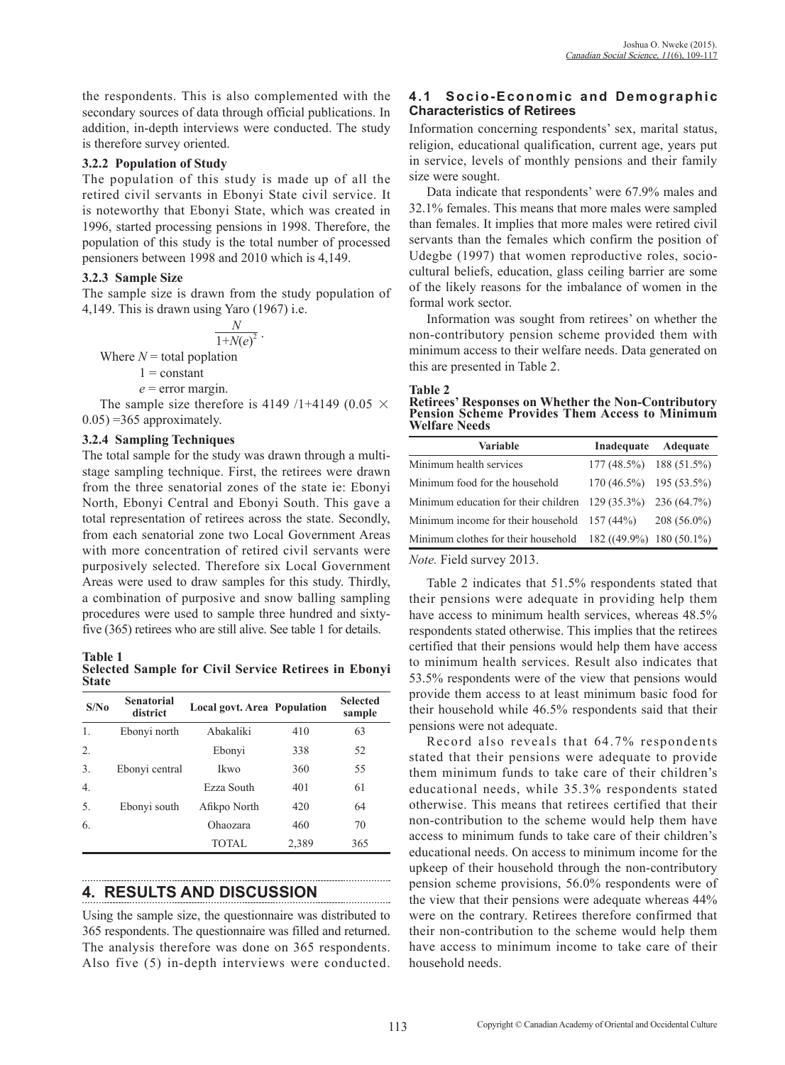the respondents. This is also complemented with the secondary sources of data through official publications. In addition, in-depth interviews were conducted. The study is therefore survey oriented.

### 3.2.2 Population of Study

The population of this study is made up of all the retired civil servants in Ebonyi State civil service. It is noteworthy that Ebonyi State, which was created in 1996, started processing pensions in 1998. Therefore, the population of this study is the total number of processed pensioners between 1998 and 2010 which is 4,149.

### 3.2.3 Sample Size

The sample size is drawn from the study population of 4,149. This is drawn using Yaro (1967) i.e.

$$\frac{N}{1+N(e)^2}.$$

Where $N$ = total poplation

1 = constant

$e$ = error margin.

The sample size therefore is 4149 /1+4149 (0.05 × 0.05) =365 approximately.

### 3.2.4 Sampling Techniques

The total sample for the study was drawn through a multi-stage sampling technique. First, the retirees were drawn from the three senatorial zones of the state ie: Ebonyi North, Ebonyi Central and Ebonyi South. This gave a total representation of retirees across the state. Secondly, from each senatorial zone two Local Government Areas with more concentration of retired civil servants were purposively selected. Therefore six Local Government Areas were used to draw samples for this study. Thirdly, a combination of purposive and snow balling sampling procedures were used to sample three hundred and sixty-five (365) retirees who are still alive. See table 1 for details.

**Table 1**
**Selected Sample for Civil Service Retirees in Ebonyi State**

| S/No | Senatorial district | Local govt. Area | Population | Selected sample |
|---|---|---|---|---|
| 1. | Ebonyi north | Abakaliki | 410 | 63 |
| 2. | | Ebonyi | 338 | 52 |
| 3. | Ebonyi central | Ikwo | 360 | 55 |
| 4. | | Ezza South | 401 | 61 |
| 5. | Ebonyi south | Afikpo North | 420 | 64 |
| 6. | | Ohaozara | 460 | 70 |
| | | TOTAL | 2,389 | 365 |

## 4. RESULTS AND DISCUSSION

Using the sample size, the questionnaire was distributed to 365 respondents. The questionnaire was filled and returned. The analysis therefore was done on 365 respondents. Also five (5) in-depth interviews were conducted.

### 4.1 Socio-Economic and Demographic Characteristics of Retirees

Information concerning respondents' sex, marital status, religion, educational qualification, current age, years put in service, levels of monthly pensions and their family size were sought.

Data indicate that respondents' were 67.9% males and 32.1% females. This means that more males were sampled than females. It implies that more males were retired civil servants than the females which confirm the position of Udegbe (1997) that women reproductive roles, socio-cultural beliefs, education, glass ceiling barrier are some of the likely reasons for the imbalance of women in the formal work sector.

Information was sought from retirees' on whether the non-contributory pension scheme provided them with minimum access to their welfare needs. Data generated on this are presented in Table 2.

**Table 2**
**Retirees' Responses on Whether the Non-Contributory Pension Scheme Provides Them Access to Minimum Welfare Needs**

| Variable | Inadequate | Adequate |
|---|---|---|
| Minimum health services | 177 (48.5%) | 188 (51.5%) |
| Minimum food for the household | 170 (46.5%) | 195 (53.5%) |
| Minimum education for their children | 129 (35.3%) | 236 (64.7%) |
| Minimum income for their household | 157 (44%) | 208 (56.0%) |
| Minimum clothes for their household | 182 ((49.9%) | 180 (50.1%) |

*Note.* Field survey 2013.

Table 2 indicates that 51.5% respondents stated that their pensions were adequate in providing help them have access to minimum health services, whereas 48.5% respondents stated otherwise. This implies that the retirees certified that their pensions would help them have access to minimum health services. Result also indicates that 53.5% respondents were of the view that pensions would provide them access to at least minimum basic food for their household while 46.5% respondents said that their pensions were not adequate.

Record also reveals that 64.7% respondents stated that their pensions were adequate to provide them minimum funds to take care of their children's educational needs, while 35.3% respondents stated otherwise. This means that retirees certified that their non-contribution to the scheme would help them have access to minimum funds to take care of their children's educational needs. On access to minimum income for the upkeep of their household through the non-contributory pension scheme provisions, 56.0% respondents were of the view that their pensions were adequate whereas 44% were on the contrary. Retirees therefore confirmed that their non-contribution to the scheme would help them have access to minimum income to take care of their household needs.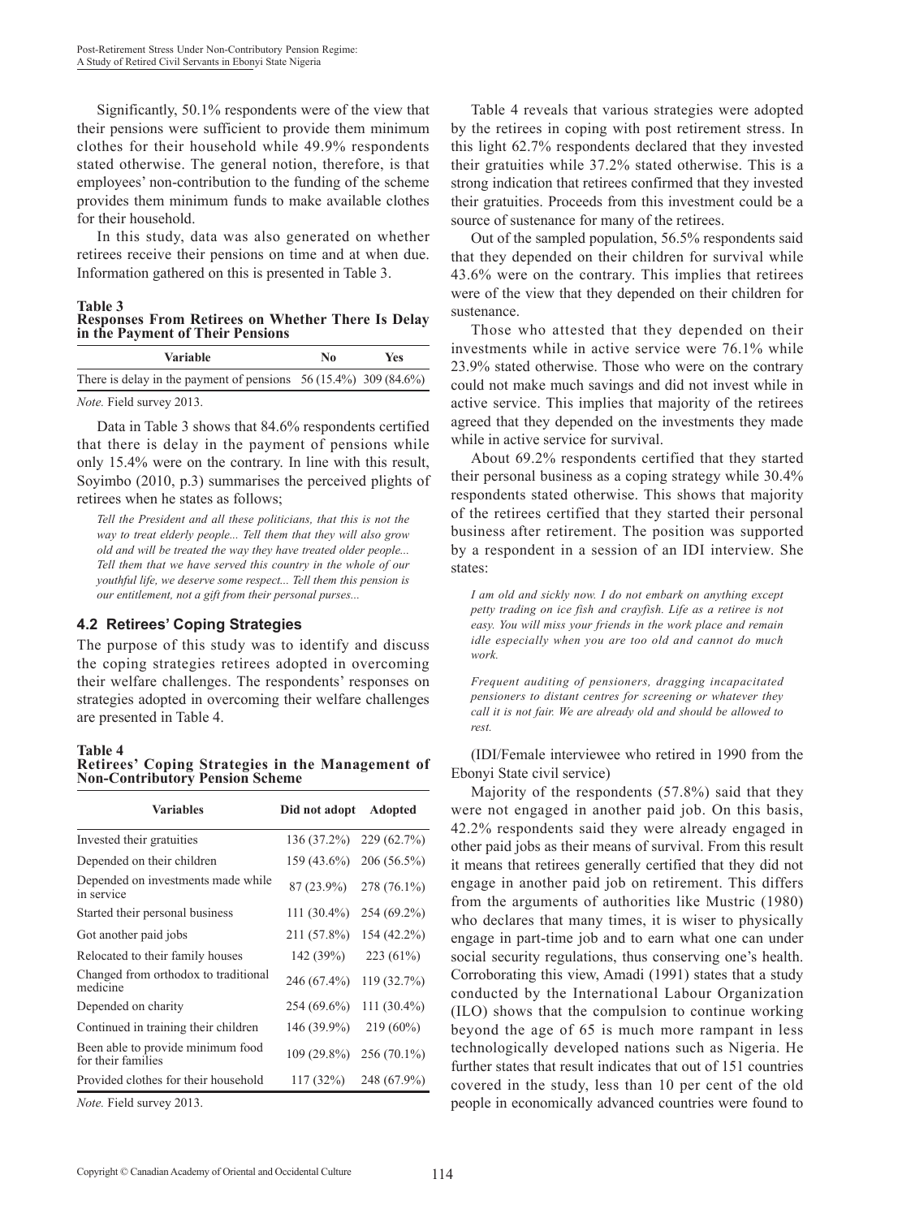Significantly, 50.1% respondents were of the view that their pensions were sufficient to provide them minimum clothes for their household while 49.9% respondents stated otherwise. The general notion, therefore, is that employees' non-contribution to the funding of the scheme provides them minimum funds to make available clothes for their household.

In this study, data was also generated on whether retirees receive their pensions on time and at when due. Information gathered on this is presented in Table 3.

**Table 3**
**Responses From Retirees on Whether There Is Delay in the Payment of Their Pensions**

| Variable | No | Yes |
|---|---|---|
| There is delay in the payment of pensions | 56 (15.4%) | 309 (84.6%) |

*Note.* Field survey 2013.

Data in Table 3 shows that 84.6% respondents certified that there is delay in the payment of pensions while only 15.4% were on the contrary. In line with this result, Soyimbo (2010, p.3) summarises the perceived plights of retirees when he states as follows;

> *Tell the President and all these politicians, that this is not the way to treat elderly people... Tell them that they will also grow old and will be treated the way they have treated older people... Tell them that we have served this country in the whole of our youthful life, we deserve some respect... Tell them this pension is our entitlement, not a gift from their personal purses...*

### 4.2 Retirees' Coping Strategies

The purpose of this study was to identify and discuss the coping strategies retirees adopted in overcoming their welfare challenges. The respondents' responses on strategies adopted in overcoming their welfare challenges are presented in Table 4.

**Table 4**
**Retirees' Coping Strategies in the Management of Non-Contributory Pension Scheme**

| Variables | Did not adopt | Adopted |
|---|---|---|
| Invested their gratuities | 136 (37.2%) | 229 (62.7%) |
| Depended on their children | 159 (43.6%) | 206 (56.5%) |
| Depended on investments made while in service | 87 (23.9%) | 278 (76.1%) |
| Started their personal business | 111 (30.4%) | 254 (69.2%) |
| Got another paid jobs | 211 (57.8%) | 154 (42.2%) |
| Relocated to their family houses | 142 (39%) | 223 (61%) |
| Changed from orthodox to traditional medicine | 246 (67.4%) | 119 (32.7%) |
| Depended on charity | 254 (69.6%) | 111 (30.4%) |
| Continued in training their children | 146 (39.9%) | 219 (60%) |
| Been able to provide minimum food for their families | 109 (29.8%) | 256 (70.1%) |
| Provided clothes for their household | 117 (32%) | 248 (67.9%) |

*Note.* Field survey 2013.

Table 4 reveals that various strategies were adopted by the retirees in coping with post retirement stress. In this light 62.7% respondents declared that they invested their gratuities while 37.2% stated otherwise. This is a strong indication that retirees confirmed that they invested their gratuities. Proceeds from this investment could be a source of sustenance for many of the retirees.

Out of the sampled population, 56.5% respondents said that they depended on their children for survival while 43.6% were on the contrary. This implies that retirees were of the view that they depended on their children for sustenance.

Those who attested that they depended on their investments while in active service were 76.1% while 23.9% stated otherwise. Those who were on the contrary could not make much savings and did not invest while in active service. This implies that majority of the retirees agreed that they depended on the investments they made while in active service for survival.

About 69.2% respondents certified that they started their personal business as a coping strategy while 30.4% respondents stated otherwise. This shows that majority of the retirees certified that they started their personal business after retirement. The position was supported by a respondent in a session of an IDI interview. She states:

> *I am old and sickly now. I do not embark on anything except petty trading on ice fish and crayfish. Life as a retiree is not easy. You will miss your friends in the work place and remain idle especially when you are too old and cannot do much work.*
>
> *Frequent auditing of pensioners, dragging incapacitated pensioners to distant centres for screening or whatever they call it is not fair. We are already old and should be allowed to rest.*

(IDI/Female interviewee who retired in 1990 from the Ebonyi State civil service)

Majority of the respondents (57.8%) said that they were not engaged in another paid job. On this basis, 42.2% respondents said they were already engaged in other paid jobs as their means of survival. From this result it means that retirees generally certified that they did not engage in another paid job on retirement. This differs from the arguments of authorities like Mustric (1980) who declares that many times, it is wiser to physically engage in part-time job and to earn what one can under social security regulations, thus conserving one's health. Corroborating this view, Amadi (1991) states that a study conducted by the International Labour Organization (ILO) shows that the compulsion to continue working beyond the age of 65 is much more rampant in less technologically developed nations such as Nigeria. He further states that result indicates that out of 151 countries covered in the study, less than 10 per cent of the old people in economically advanced countries were found to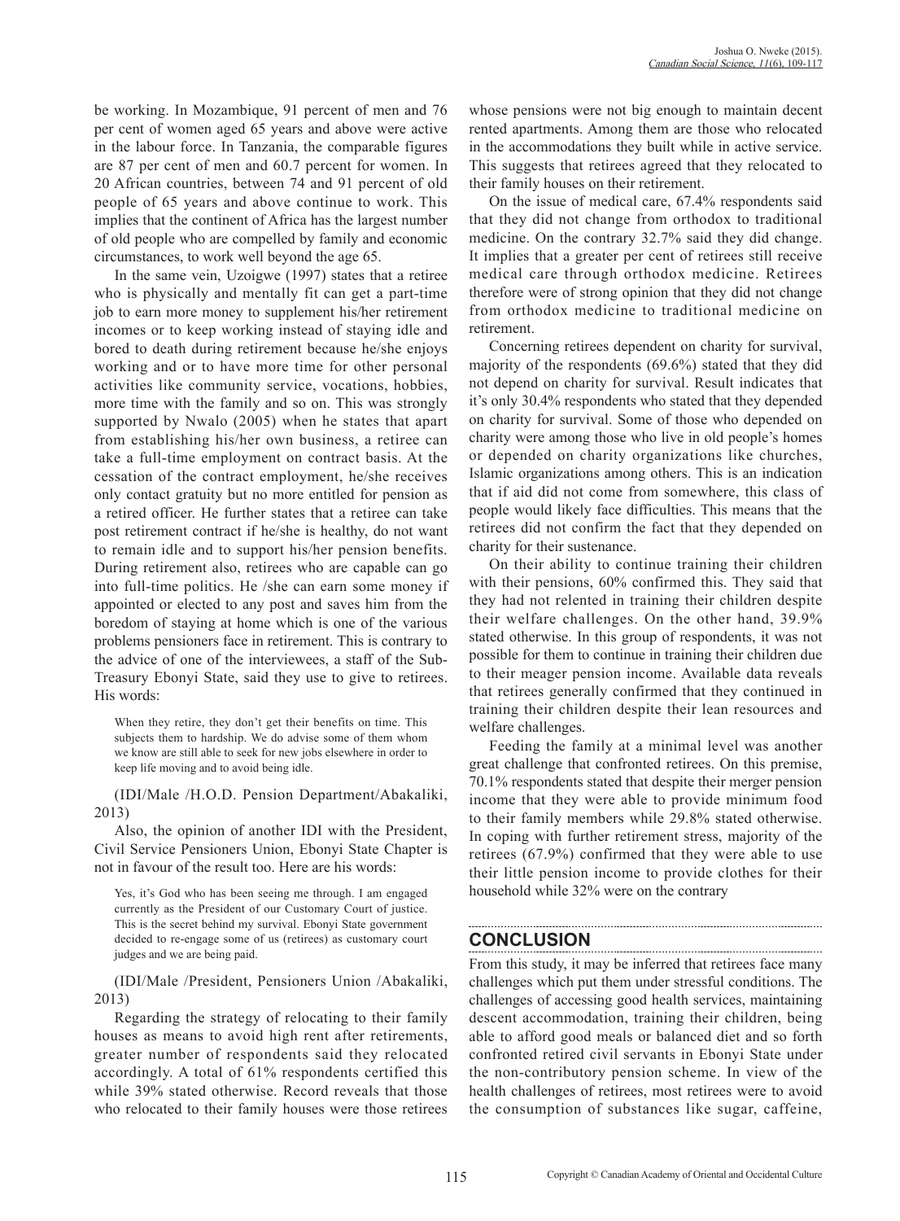be working. In Mozambique, 91 percent of men and 76 per cent of women aged 65 years and above were active in the labour force. In Tanzania, the comparable figures are 87 per cent of men and 60.7 percent for women. In 20 African countries, between 74 and 91 percent of old people of 65 years and above continue to work. This implies that the continent of Africa has the largest number of old people who are compelled by family and economic circumstances, to work well beyond the age 65.

In the same vein, Uzoigwe (1997) states that a retiree who is physically and mentally fit can get a part-time job to earn more money to supplement his/her retirement incomes or to keep working instead of staying idle and bored to death during retirement because he/she enjoys working and or to have more time for other personal activities like community service, vocations, hobbies, more time with the family and so on. This was strongly supported by Nwalo (2005) when he states that apart from establishing his/her own business, a retiree can take a full-time employment on contract basis. At the cessation of the contract employment, he/she receives only contact gratuity but no more entitled for pension as a retired officer. He further states that a retiree can take post retirement contract if he/she is healthy, do not want to remain idle and to support his/her pension benefits. During retirement also, retirees who are capable can go into full-time politics. He /she can earn some money if appointed or elected to any post and saves him from the boredom of staying at home which is one of the various problems pensioners face in retirement. This is contrary to the advice of one of the interviewees, a staff of the Sub-Treasury Ebonyi State, said they use to give to retirees. His words:

> When they retire, they don't get their benefits on time. This subjects them to hardship. We do advise some of them whom we know are still able to seek for new jobs elsewhere in order to keep life moving and to avoid being idle.

(IDI/Male /H.O.D. Pension Department/Abakaliki, 2013)

Also, the opinion of another IDI with the President, Civil Service Pensioners Union, Ebonyi State Chapter is not in favour of the result too. Here are his words:

> Yes, it's God who has been seeing me through. I am engaged currently as the President of our Customary Court of justice. This is the secret behind my survival. Ebonyi State government decided to re-engage some of us (retirees) as customary court judges and we are being paid.

(IDI/Male /President, Pensioners Union /Abakaliki, 2013)

Regarding the strategy of relocating to their family houses as means to avoid high rent after retirements, greater number of respondents said they relocated accordingly. A total of 61% respondents certified this while 39% stated otherwise. Record reveals that those who relocated to their family houses were those retirees whose pensions were not big enough to maintain decent rented apartments. Among them are those who relocated in the accommodations they built while in active service. This suggests that retirees agreed that they relocated to their family houses on their retirement.

On the issue of medical care, 67.4% respondents said that they did not change from orthodox to traditional medicine. On the contrary 32.7% said they did change. It implies that a greater per cent of retirees still receive medical care through orthodox medicine. Retirees therefore were of strong opinion that they did not change from orthodox medicine to traditional medicine on retirement.

Concerning retirees dependent on charity for survival, majority of the respondents (69.6%) stated that they did not depend on charity for survival. Result indicates that it's only 30.4% respondents who stated that they depended on charity for survival. Some of those who depended on charity were among those who live in old people's homes or depended on charity organizations like churches, Islamic organizations among others. This is an indication that if aid did not come from somewhere, this class of people would likely face difficulties. This means that the retirees did not confirm the fact that they depended on charity for their sustenance.

On their ability to continue training their children with their pensions, 60% confirmed this. They said that they had not relented in training their children despite their welfare challenges. On the other hand, 39.9% stated otherwise. In this group of respondents, it was not possible for them to continue in training their children due to their meager pension income. Available data reveals that retirees generally confirmed that they continued in training their children despite their lean resources and welfare challenges.

Feeding the family at a minimal level was another great challenge that confronted retirees. On this premise, 70.1% respondents stated that despite their merger pension income that they were able to provide minimum food to their family members while 29.8% stated otherwise. In coping with further retirement stress, majority of the retirees (67.9%) confirmed that they were able to use their little pension income to provide clothes for their household while 32% were on the contrary

## CONCLUSION

From this study, it may be inferred that retirees face many challenges which put them under stressful conditions. The challenges of accessing good health services, maintaining descent accommodation, training their children, being able to afford good meals or balanced diet and so forth confronted retired civil servants in Ebonyi State under the non-contributory pension scheme. In view of the health challenges of retirees, most retirees were to avoid the consumption of substances like sugar, caffeine,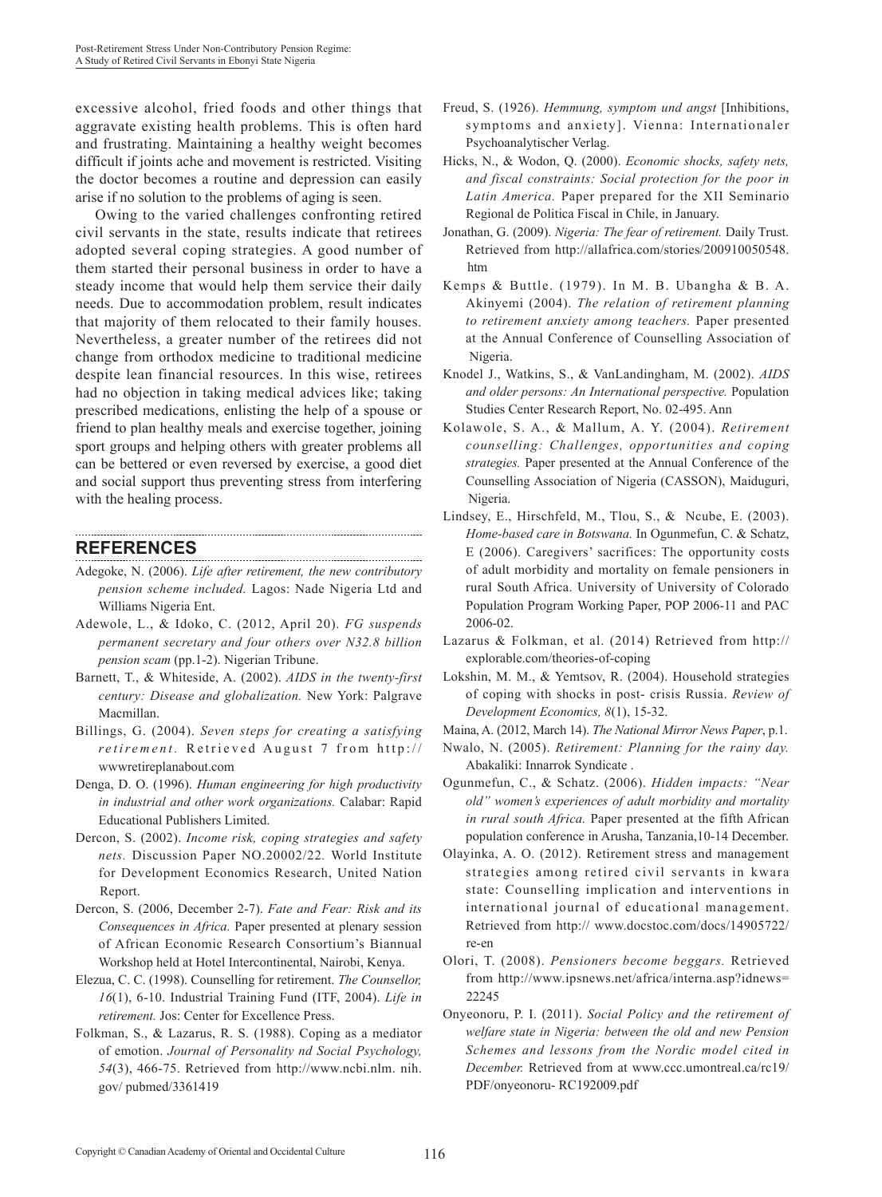excessive alcohol, fried foods and other things that aggravate existing health problems. This is often hard and frustrating. Maintaining a healthy weight becomes difficult if joints ache and movement is restricted. Visiting the doctor becomes a routine and depression can easily arise if no solution to the problems of aging is seen.

Owing to the varied challenges confronting retired civil servants in the state, results indicate that retirees adopted several coping strategies. A good number of them started their personal business in order to have a steady income that would help them service their daily needs. Due to accommodation problem, result indicates that majority of them relocated to their family houses. Nevertheless, a greater number of the retirees did not change from orthodox medicine to traditional medicine despite lean financial resources. In this wise, retirees had no objection in taking medical advices like; taking prescribed medications, enlisting the help of a spouse or friend to plan healthy meals and exercise together, joining sport groups and helping others with greater problems all can be bettered or even reversed by exercise, a good diet and social support thus preventing stress from interfering with the healing process.

## REFERENCES

Adegoke, N. (2006). *Life after retirement, the new contributory pension scheme included.* Lagos: Nade Nigeria Ltd and Williams Nigeria Ent.

Adewole, L., & Idoko, C. (2012, April 20). *FG suspends permanent secretary and four others over N32.8 billion pension scam* (pp.1-2). Nigerian Tribune.

Barnett, T., & Whiteside, A. (2002). *AIDS in the twenty-first century: Disease and globalization.* New York: Palgrave Macmillan.

Billings, G. (2004). *Seven steps for creating a satisfying retirement.* Retrieved August 7 from http:// wwwretireplanabout.com

Denga, D. O. (1996). *Human engineering for high productivity in industrial and other work organizations.* Calabar: Rapid Educational Publishers Limited.

Dercon, S. (2002). *Income risk, coping strategies and safety nets.* Discussion Paper NO.20002/22. World Institute for Development Economics Research, United Nation Report.

Dercon, S. (2006, December 2-7). *Fate and Fear: Risk and its Consequences in Africa.* Paper presented at plenary session of African Economic Research Consortium's Biannual Workshop held at Hotel Intercontinental, Nairobi, Kenya.

Elezua, C. C. (1998). Counselling for retirement. *The Counsellor, 16*(1), 6-10. Industrial Training Fund (ITF, 2004). *Life in retirement.* Jos: Center for Excellence Press.

Folkman, S., & Lazarus, R. S. (1988). Coping as a mediator of emotion. *Journal of Personality nd Social Psychology, 54*(3), 466-75. Retrieved from http://www.ncbi.nlm. nih. gov/ pubmed/3361419

Freud, S. (1926). *Hemmung, symptom und angst* [Inhibitions, symptoms and anxiety]. Vienna: Internationaler Psychoanalytischer Verlag.

Hicks, N., & Wodon, Q. (2000). *Economic shocks, safety nets, and fiscal constraints: Social protection for the poor in Latin America.* Paper prepared for the XII Seminario Regional de Politica Fiscal in Chile, in January.

Jonathan, G. (2009). *Nigeria: The fear of retirement.* Daily Trust. Retrieved from http://allafrica.com/stories/200910050548. htm

Kemps & Buttle. (1979). In M. B. Ubangha & B. A. Akinyemi (2004). *The relation of retirement planning to retirement anxiety among teachers.* Paper presented at the Annual Conference of Counselling Association of Nigeria.

Knodel J., Watkins, S., & VanLandingham, M. (2002). *AIDS and older persons: An International perspective.* Population Studies Center Research Report, No. 02-495. Ann

Kolawole, S. A., & Mallum, A. Y. (2004). *Retirement counselling: Challenges, opportunities and coping strategies.* Paper presented at the Annual Conference of the Counselling Association of Nigeria (CASSON), Maiduguri, Nigeria.

Lindsey, E., Hirschfeld, M., Tlou, S., & Ncube, E. (2003). *Home-based care in Botswana.* In Ogunmefun, C. & Schatz, E (2006). Caregivers' sacrifices: The opportunity costs of adult morbidity and mortality on female pensioners in rural South Africa. University of University of Colorado Population Program Working Paper, POP 2006-11 and PAC 2006-02.

Lazarus & Folkman, et al. (2014) Retrieved from http:// explorable.com/theories-of-coping

Lokshin, M. M., & Yemtsov, R. (2004). Household strategies of coping with shocks in post- crisis Russia. *Review of Development Economics, 8*(1), 15-32.

Maina, A. (2012, March 14). *The National Mirror News Paper*, p.1.

Nwalo, N. (2005). *Retirement: Planning for the rainy day.* Abakaliki: Innarrok Syndicate .

Ogunmefun, C., & Schatz. (2006). *Hidden impacts: "Near old" women's experiences of adult morbidity and mortality in rural south Africa.* Paper presented at the fifth African population conference in Arusha, Tanzania,10-14 December.

Olayinka, A. O. (2012). Retirement stress and management strategies among retired civil servants in kwara state: Counselling implication and interventions in international journal of educational management. Retrieved from http:// www.docstoc.com/docs/14905722/ re-en

Olori, T. (2008). *Pensioners become beggars.* Retrieved from http://www.ipsnews.net/africa/interna.asp?idnews= 22245

Onyeonoru, P. I. (2011). *Social Policy and the retirement of welfare state in Nigeria: between the old and new Pension Schemes and lessons from the Nordic model cited in December.* Retrieved from at www.ccc.umontreal.ca/rc19/ PDF/onyeonoru- RC192009.pdf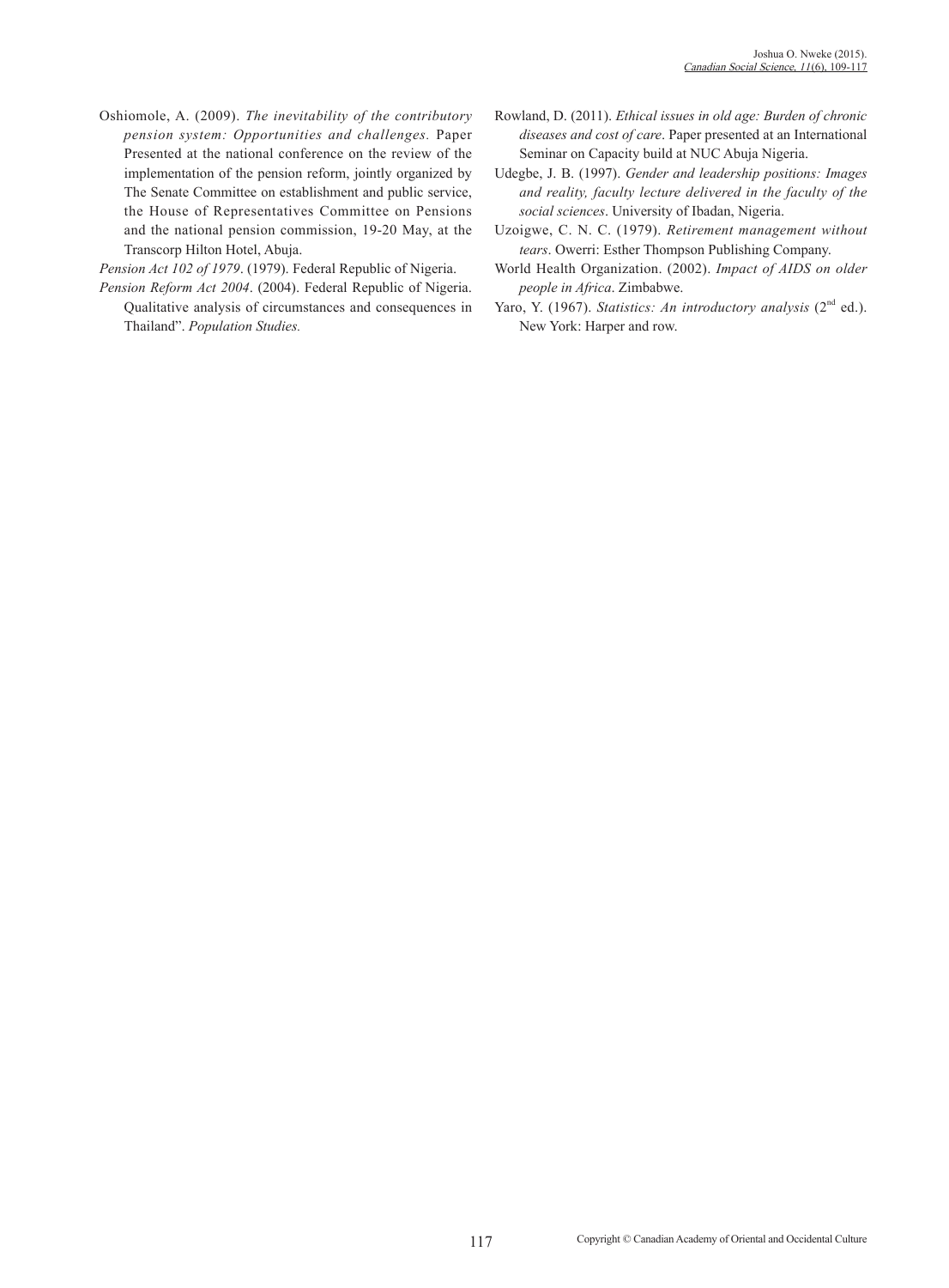Oshiomole, A. (2009). *The inevitability of the contributory pension system: Opportunities and challenges.* Paper Presented at the national conference on the review of the implementation of the pension reform, jointly organized by The Senate Committee on establishment and public service, the House of Representatives Committee on Pensions and the national pension commission, 19-20 May, at the Transcorp Hilton Hotel, Abuja.

*Pension Act 102 of 1979*. (1979). Federal Republic of Nigeria.

*Pension Reform Act 2004*. (2004). Federal Republic of Nigeria. Qualitative analysis of circumstances and consequences in Thailand". *Population Studies.*

Rowland, D. (2011). *Ethical issues in old age: Burden of chronic diseases and cost of care*. Paper presented at an International Seminar on Capacity build at NUC Abuja Nigeria.

Udegbe, J. B. (1997). *Gender and leadership positions: Images and reality, faculty lecture delivered in the faculty of the social sciences*. University of Ibadan, Nigeria.

Uzoigwe, C. N. C. (1979). *Retirement management without tears*. Owerri: Esther Thompson Publishing Company.

World Health Organization. (2002). *Impact of AIDS on older people in Africa*. Zimbabwe.

Yaro, Y. (1967). *Statistics: An introductory analysis* (2nd ed.). New York: Harper and row.